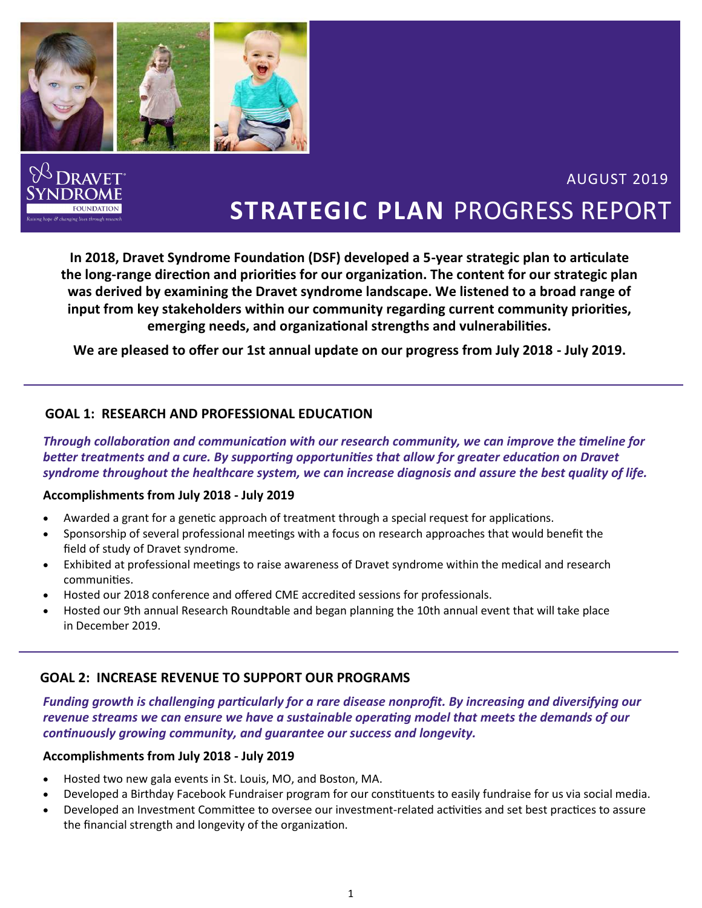DRAVET SYNDROME FOUNDATION

Raising hope & changing lives through research

AUGUST 2019

# STRATEGIC PLAN PROGRESS REPORT

**In 2018, Dravet Syndrome Foundation (DSF) developed a 5-year strategic plan to articulate the long-range direction and priorities for our organization. The content for our strategic plan was derived by examining the Dravet syndrome landscape. We listened to a broad range of input from key stakeholders within our community regarding current community priorities, emerging needs, and organizational strengths and vulnerabilities.**

**We are pleased to offer our 1st annual update on our progress from July 2018 - July 2019.**

---

## GOAL 1: RESEARCH AND PROFESSIONAL EDUCATION

***Through collaboration and communication with our research community, we can improve the timeline for better treatments and a cure. By supporting opportunities that allow for greater education on Dravet syndrome throughout the healthcare system, we can increase diagnosis and assure the best quality of life.***

**Accomplishments from July 2018 - July 2019**

- Awarded a grant for a genetic approach of treatment through a special request for applications.
- Sponsorship of several professional meetings with a focus on research approaches that would benefit the field of study of Dravet syndrome.
- Exhibited at professional meetings to raise awareness of Dravet syndrome within the medical and research communities.
- Hosted our 2018 conference and offered CME accredited sessions for professionals.
- Hosted our 9th annual Research Roundtable and began planning the 10th annual event that will take place in December 2019.

---

## GOAL 2: INCREASE REVENUE TO SUPPORT OUR PROGRAMS

***Funding growth is challenging particularly for a rare disease nonprofit. By increasing and diversifying our revenue streams we can ensure we have a sustainable operating model that meets the demands of our continuously growing community, and guarantee our success and longevity.***

**Accomplishments from July 2018 - July 2019**

- Hosted two new gala events in St. Louis, MO, and Boston, MA.
- Developed a Birthday Facebook Fundraiser program for our constituents to easily fundraise for us via social media.
- Developed an Investment Committee to oversee our investment-related activities and set best practices to assure the financial strength and longevity of the organization.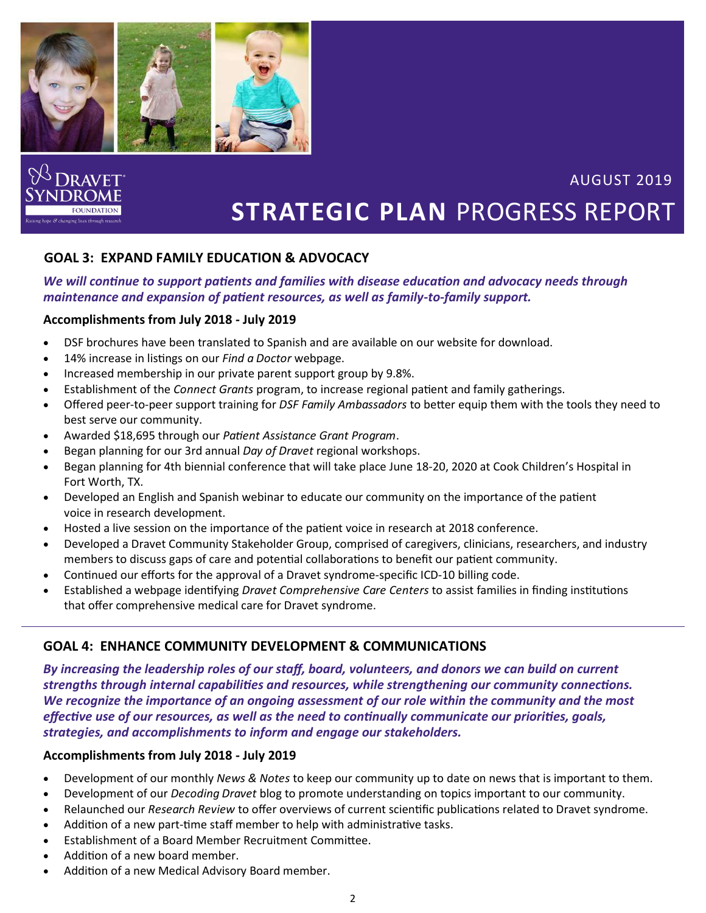AUGUST 2019

# STRATEGIC PLAN PROGRESS REPORT

## GOAL 3: EXPAND FAMILY EDUCATION & ADVOCACY

***We will continue to support patients and families with disease education and advocacy needs through maintenance and expansion of patient resources, as well as family-to-family support.***

**Accomplishments from July 2018 - July 2019**

- DSF brochures have been translated to Spanish and are available on our website for download.
- 14% increase in listings on our *Find a Doctor* webpage.
- Increased membership in our private parent support group by 9.8%.
- Establishment of the *Connect Grants* program, to increase regional patient and family gatherings.
- Offered peer-to-peer support training for *DSF Family Ambassadors* to better equip them with the tools they need to best serve our community.
- Awarded $18,695 through our *Patient Assistance Grant Program*.
- Began planning for our 3rd annual *Day of Dravet* regional workshops.
- Began planning for 4th biennial conference that will take place June 18-20, 2020 at Cook Children's Hospital in Fort Worth, TX.
- Developed an English and Spanish webinar to educate our community on the importance of the patient voice in research development.
- Hosted a live session on the importance of the patient voice in research at 2018 conference.
- Developed a Dravet Community Stakeholder Group, comprised of caregivers, clinicians, researchers, and industry members to discuss gaps of care and potential collaborations to benefit our patient community.
- Continued our efforts for the approval of a Dravet syndrome-specific ICD-10 billing code.
- Established a webpage identifying *Dravet Comprehensive Care Centers* to assist families in finding institutions that offer comprehensive medical care for Dravet syndrome.

## GOAL 4: ENHANCE COMMUNITY DEVELOPMENT & COMMUNICATIONS

***By increasing the leadership roles of our staff, board, volunteers, and donors we can build on current strengths through internal capabilities and resources, while strengthening our community connections. We recognize the importance of an ongoing assessment of our role within the community and the most effective use of our resources, as well as the need to continually communicate our priorities, goals, strategies, and accomplishments to inform and engage our stakeholders.***

**Accomplishments from July 2018 - July 2019**

- Development of our monthly *News & Notes* to keep our community up to date on news that is important to them.
- Development of our *Decoding Dravet* blog to promote understanding on topics important to our community.
- Relaunched our *Research Review* to offer overviews of current scientific publications related to Dravet syndrome.
- Addition of a new part-time staff member to help with administrative tasks.
- Establishment of a Board Member Recruitment Committee.
- Addition of a new board member.
- Addition of a new Medical Advisory Board member.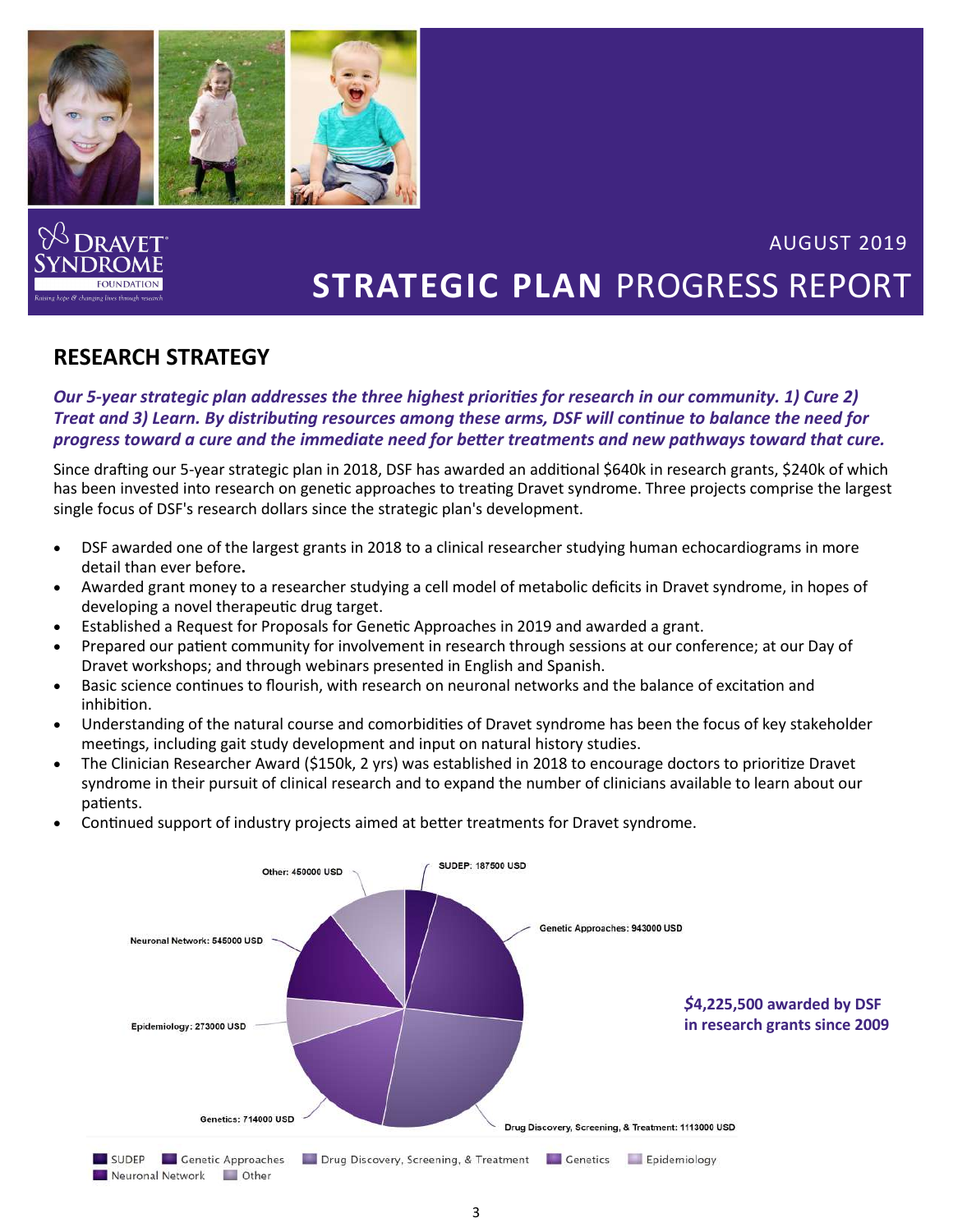AUGUST 2019

# STRATEGIC PLAN PROGRESS REPORT

## RESEARCH STRATEGY

***Our 5-year strategic plan addresses the three highest priorities for research in our community. 1) Cure 2) Treat and 3) Learn. By distributing resources among these arms, DSF will continue to balance the need for progress toward a cure and the immediate need for better treatments and new pathways toward that cure.***

Since drafting our 5-year strategic plan in 2018, DSF has awarded an additional $640k in research grants, $240k of which has been invested into research on genetic approaches to treating Dravet syndrome. Three projects comprise the largest single focus of DSF's research dollars since the strategic plan's development.

- DSF awarded one of the largest grants in 2018 to a clinical researcher studying human echocardiograms in more detail than ever before.
- Awarded grant money to a researcher studying a cell model of metabolic deficits in Dravet syndrome, in hopes of developing a novel therapeutic drug target.
- Established a Request for Proposals for Genetic Approaches in 2019 and awarded a grant.
- Prepared our patient community for involvement in research through sessions at our conference; at our Day of Dravet workshops; and through webinars presented in English and Spanish.
- Basic science continues to flourish, with research on neuronal networks and the balance of excitation and inhibition.
- Understanding of the natural course and comorbidities of Dravet syndrome has been the focus of key stakeholder meetings, including gait study development and input on natural history studies.
- The Clinician Researcher Award ($150k, 2 yrs) was established in 2018 to encourage doctors to prioritize Dravet syndrome in their pursuit of clinical research and to expand the number of clinicians available to learn about our patients.
- Continued support of industry projects aimed at better treatments for Dravet syndrome.

SUDEP: 187500 USD
Genetic Approaches: 943000 USD
Drug Discovery, Screening, & Treatment: 1113000 USD
Genetics: 714000 USD
Epidemiology: 273000 USD
Neuronal Network: 545000 USD
Other: 450000 USD

SUDEP | Genetic Approaches | Drug Discovery, Screening, & Treatment | Genetics | Epidemiology | Neuronal Network | Other

**$4,225,500 awarded by DSF in research grants since 2009**